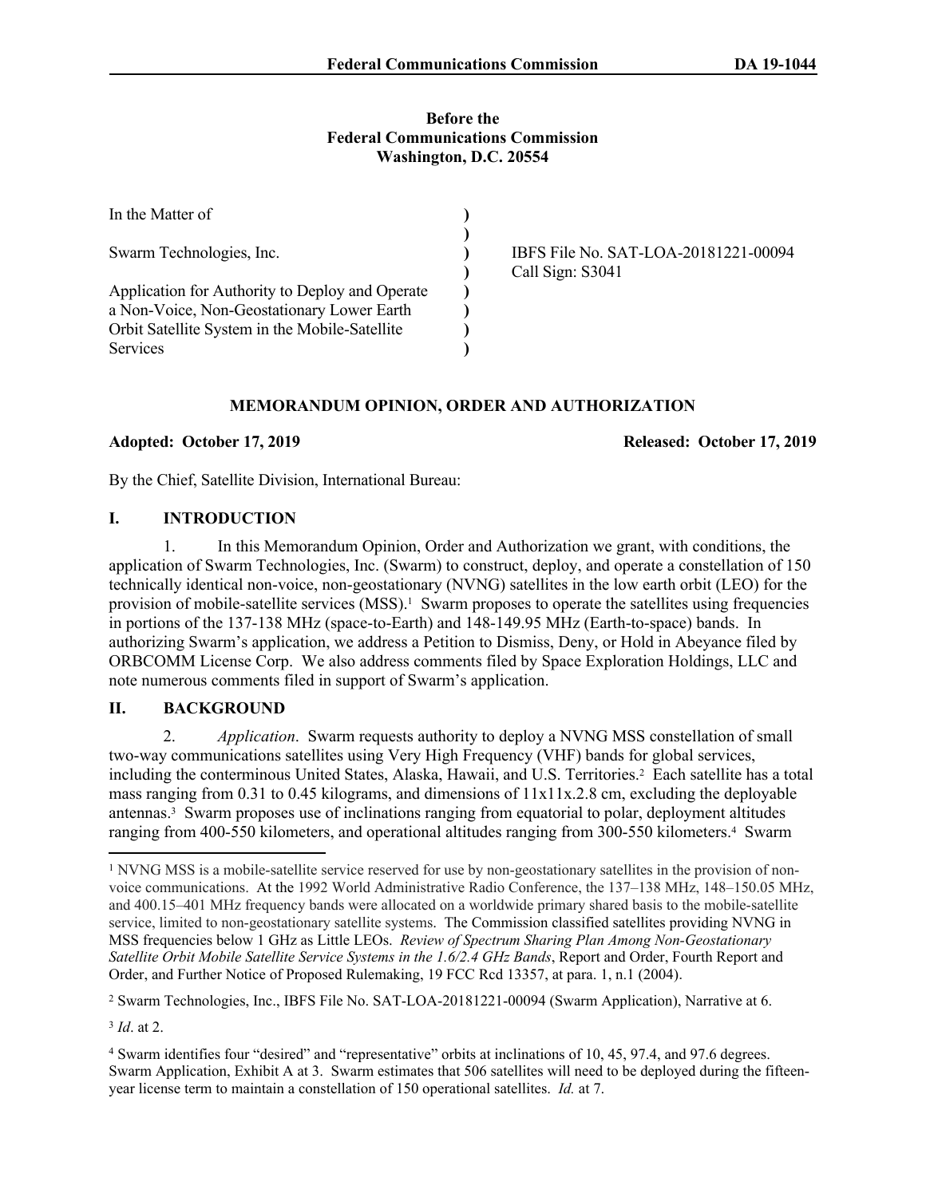**Before the**
**Federal Communications Commission**
**Washington, D.C. 20554**

| | | |
|---|---|---|
| In the Matter of | ) | |
| | ) | |
| Swarm Technologies, Inc. | ) | IBFS File No. SAT-LOA-20181221-00094 |
| | ) | Call Sign: S3041 |
| Application for Authority to Deploy and Operate a Non-Voice, Non-Geostationary Lower Earth Orbit Satellite System in the Mobile-Satellite Services | ) | |

**MEMORANDUM OPINION, ORDER AND AUTHORIZATION**

**Adopted: October 17, 2019** **Released: October 17, 2019**

By the Chief, Satellite Division, International Bureau:

## I. INTRODUCTION

1. In this Memorandum Opinion, Order and Authorization we grant, with conditions, the application of Swarm Technologies, Inc. (Swarm) to construct, deploy, and operate a constellation of 150 technically identical non-voice, non-geostationary (NVNG) satellites in the low earth orbit (LEO) for the provision of mobile-satellite services (MSS).[1] Swarm proposes to operate the satellites using frequencies in portions of the 137-138 MHz (space-to-Earth) and 148-149.95 MHz (Earth-to-space) bands. In authorizing Swarm's application, we address a Petition to Dismiss, Deny, or Hold in Abeyance filed by ORBCOMM License Corp. We also address comments filed by Space Exploration Holdings, LLC and note numerous comments filed in support of Swarm's application.

## II. BACKGROUND

2. *Application*. Swarm requests authority to deploy a NVNG MSS constellation of small two-way communications satellites using Very High Frequency (VHF) bands for global services, including the conterminous United States, Alaska, Hawaii, and U.S. Territories.[2] Each satellite has a total mass ranging from 0.31 to 0.45 kilograms, and dimensions of 11x11x.2.8 cm, excluding the deployable antennas.[3] Swarm proposes use of inclinations ranging from equatorial to polar, deployment altitudes ranging from 400-550 kilometers, and operational altitudes ranging from 300-550 kilometers.[4] Swarm

---

[1] NVNG MSS is a mobile-satellite service reserved for use by non-geostationary satellites in the provision of non-voice communications. At the 1992 World Administrative Radio Conference, the 137–138 MHz, 148–150.05 MHz, and 400.15–401 MHz frequency bands were allocated on a worldwide primary shared basis to the mobile-satellite service, limited to non-geostationary satellite systems. The Commission classified satellites providing NVNG in MSS frequencies below 1 GHz as Little LEOs. *Review of Spectrum Sharing Plan Among Non-Geostationary Satellite Orbit Mobile Satellite Service Systems in the 1.6/2.4 GHz Bands*, Report and Order, Fourth Report and Order, and Further Notice of Proposed Rulemaking, 19 FCC Rcd 13357, at para. 1, n.1 (2004).

[2] Swarm Technologies, Inc., IBFS File No. SAT-LOA-20181221-00094 (Swarm Application), Narrative at 6.

[3] *Id*. at 2.

[4] Swarm identifies four "desired" and "representative" orbits at inclinations of 10, 45, 97.4, and 97.6 degrees. Swarm Application, Exhibit A at 3. Swarm estimates that 506 satellites will need to be deployed during the fifteen-year license term to maintain a constellation of 150 operational satellites. *Id.* at 7.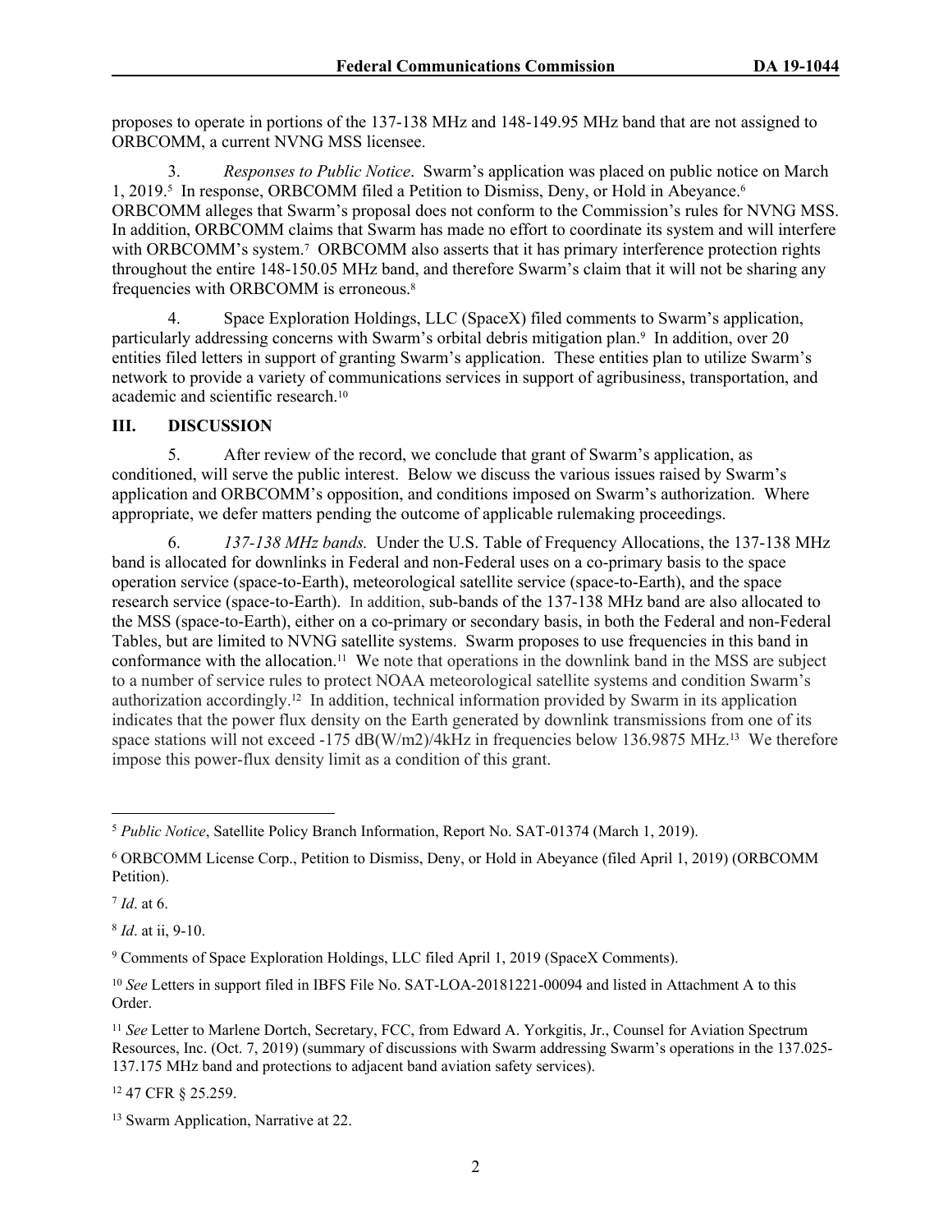proposes to operate in portions of the 137-138 MHz and 148-149.95 MHz band that are not assigned to ORBCOMM, a current NVNG MSS licensee.

3. *Responses to Public Notice*. Swarm's application was placed on public notice on March 1, 2019.[5] In response, ORBCOMM filed a Petition to Dismiss, Deny, or Hold in Abeyance.[6] ORBCOMM alleges that Swarm's proposal does not conform to the Commission's rules for NVNG MSS. In addition, ORBCOMM claims that Swarm has made no effort to coordinate its system and will interfere with ORBCOMM's system.[7] ORBCOMM also asserts that it has primary interference protection rights throughout the entire 148-150.05 MHz band, and therefore Swarm's claim that it will not be sharing any frequencies with ORBCOMM is erroneous.[8]

4. Space Exploration Holdings, LLC (SpaceX) filed comments to Swarm's application, particularly addressing concerns with Swarm's orbital debris mitigation plan.[9] In addition, over 20 entities filed letters in support of granting Swarm's application. These entities plan to utilize Swarm's network to provide a variety of communications services in support of agribusiness, transportation, and academic and scientific research.[10]

## III. DISCUSSION

5. After review of the record, we conclude that grant of Swarm's application, as conditioned, will serve the public interest. Below we discuss the various issues raised by Swarm's application and ORBCOMM's opposition, and conditions imposed on Swarm's authorization. Where appropriate, we defer matters pending the outcome of applicable rulemaking proceedings.

6. *137-138 MHz bands.* Under the U.S. Table of Frequency Allocations, the 137-138 MHz band is allocated for downlinks in Federal and non-Federal uses on a co-primary basis to the space operation service (space-to-Earth), meteorological satellite service (space-to-Earth), and the space research service (space-to-Earth). In addition, sub-bands of the 137-138 MHz band are also allocated to the MSS (space-to-Earth), either on a co-primary or secondary basis, in both the Federal and non-Federal Tables, but are limited to NVNG satellite systems. Swarm proposes to use frequencies in this band in conformance with the allocation.[11] We note that operations in the downlink band in the MSS are subject to a number of service rules to protect NOAA meteorological satellite systems and condition Swarm's authorization accordingly.[12] In addition, technical information provided by Swarm in its application indicates that the power flux density on the Earth generated by downlink transmissions from one of its space stations will not exceed -175 dB(W/m2)/4kHz in frequencies below 136.9875 MHz.[13] We therefore impose this power-flux density limit as a condition of this grant.

---

[5] *Public Notice*, Satellite Policy Branch Information, Report No. SAT-01374 (March 1, 2019).

[6] ORBCOMM License Corp., Petition to Dismiss, Deny, or Hold in Abeyance (filed April 1, 2019) (ORBCOMM Petition).

[7] *Id*. at 6.

[8] *Id*. at ii, 9-10.

[9] Comments of Space Exploration Holdings, LLC filed April 1, 2019 (SpaceX Comments).

[10] *See* Letters in support filed in IBFS File No. SAT-LOA-20181221-00094 and listed in Attachment A to this Order.

[11] *See* Letter to Marlene Dortch, Secretary, FCC, from Edward A. Yorkgitis, Jr., Counsel for Aviation Spectrum Resources, Inc. (Oct. 7, 2019) (summary of discussions with Swarm addressing Swarm's operations in the 137.025-137.175 MHz band and protections to adjacent band aviation safety services).

[12] 47 CFR § 25.259.

[13] Swarm Application, Narrative at 22.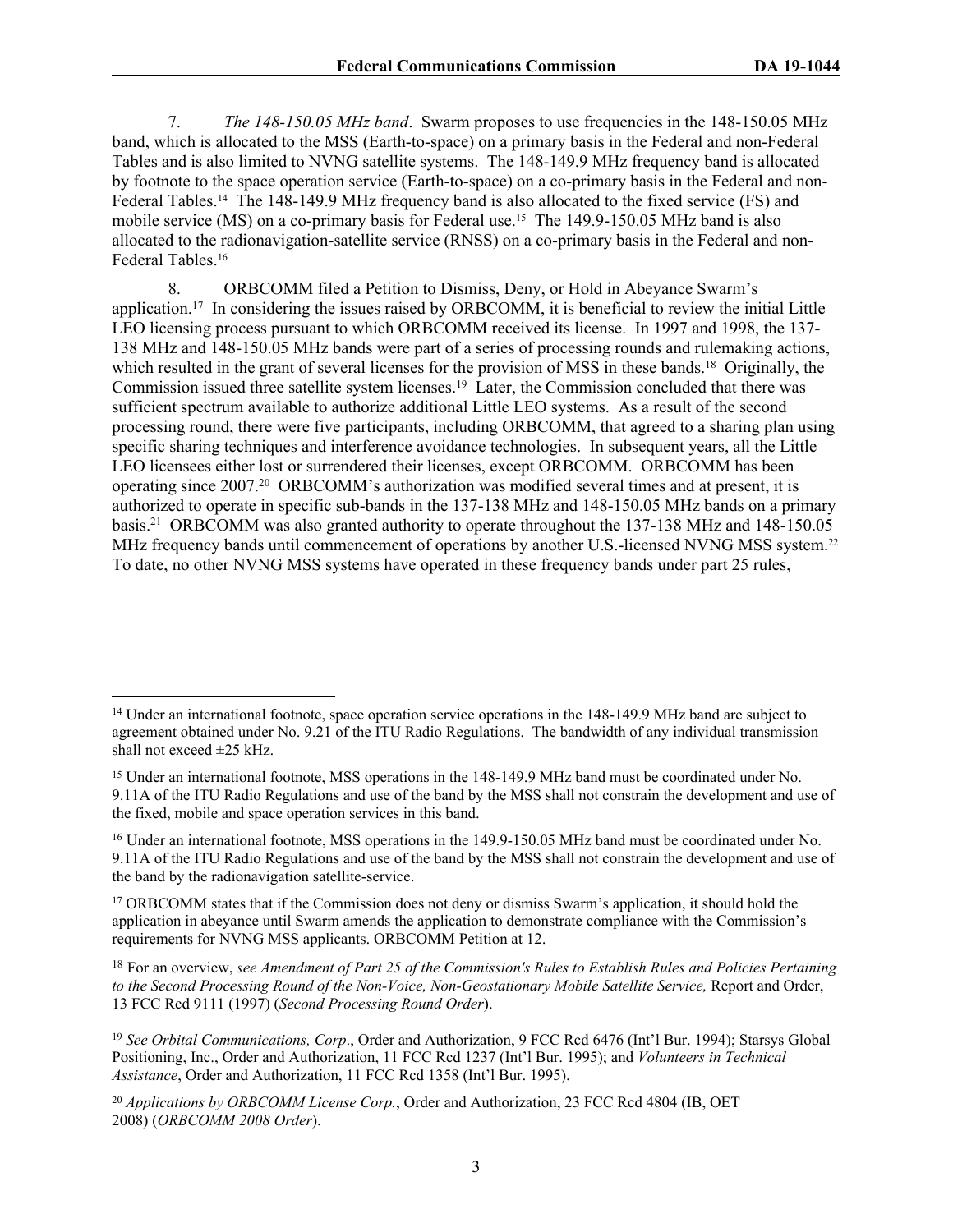7. *The 148-150.05 MHz band*. Swarm proposes to use frequencies in the 148-150.05 MHz band, which is allocated to the MSS (Earth-to-space) on a primary basis in the Federal and non-Federal Tables and is also limited to NVNG satellite systems. The 148-149.9 MHz frequency band is allocated by footnote to the space operation service (Earth-to-space) on a co-primary basis in the Federal and non-Federal Tables.[14] The 148-149.9 MHz frequency band is also allocated to the fixed service (FS) and mobile service (MS) on a co-primary basis for Federal use.[15] The 149.9-150.05 MHz band is also allocated to the radionavigation-satellite service (RNSS) on a co-primary basis in the Federal and non-Federal Tables.[16]

8. ORBCOMM filed a Petition to Dismiss, Deny, or Hold in Abeyance Swarm's application.[17] In considering the issues raised by ORBCOMM, it is beneficial to review the initial Little LEO licensing process pursuant to which ORBCOMM received its license. In 1997 and 1998, the 137-138 MHz and 148-150.05 MHz bands were part of a series of processing rounds and rulemaking actions, which resulted in the grant of several licenses for the provision of MSS in these bands.[18] Originally, the Commission issued three satellite system licenses.[19] Later, the Commission concluded that there was sufficient spectrum available to authorize additional Little LEO systems. As a result of the second processing round, there were five participants, including ORBCOMM, that agreed to a sharing plan using specific sharing techniques and interference avoidance technologies. In subsequent years, all the Little LEO licensees either lost or surrendered their licenses, except ORBCOMM. ORBCOMM has been operating since 2007.[20] ORBCOMM's authorization was modified several times and at present, it is authorized to operate in specific sub-bands in the 137-138 MHz and 148-150.05 MHz bands on a primary basis.[21] ORBCOMM was also granted authority to operate throughout the 137-138 MHz and 148-150.05 MHz frequency bands until commencement of operations by another U.S.-licensed NVNG MSS system.[22] To date, no other NVNG MSS systems have operated in these frequency bands under part 25 rules,

---

[14] Under an international footnote, space operation service operations in the 148-149.9 MHz band are subject to agreement obtained under No. 9.21 of the ITU Radio Regulations. The bandwidth of any individual transmission shall not exceed ±25 kHz.

[15] Under an international footnote, MSS operations in the 148-149.9 MHz band must be coordinated under No. 9.11A of the ITU Radio Regulations and use of the band by the MSS shall not constrain the development and use of the fixed, mobile and space operation services in this band.

[16] Under an international footnote, MSS operations in the 149.9-150.05 MHz band must be coordinated under No. 9.11A of the ITU Radio Regulations and use of the band by the MSS shall not constrain the development and use of the band by the radionavigation satellite-service.

[17] ORBCOMM states that if the Commission does not deny or dismiss Swarm's application, it should hold the application in abeyance until Swarm amends the application to demonstrate compliance with the Commission's requirements for NVNG MSS applicants. ORBCOMM Petition at 12.

[18] For an overview, *see Amendment of Part 25 of the Commission's Rules to Establish Rules and Policies Pertaining to the Second Processing Round of the Non-Voice, Non-Geostationary Mobile Satellite Service,* Report and Order, 13 FCC Rcd 9111 (1997) (*Second Processing Round Order*).

[19] *See Orbital Communications, Corp*., Order and Authorization, 9 FCC Rcd 6476 (Int'l Bur. 1994); Starsys Global Positioning, Inc., Order and Authorization, 11 FCC Rcd 1237 (Int'l Bur. 1995); and *Volunteers in Technical Assistance*, Order and Authorization, 11 FCC Rcd 1358 (Int'l Bur. 1995).

[20] *Applications by ORBCOMM License Corp.*, Order and Authorization, 23 FCC Rcd 4804 (IB, OET 2008) (*ORBCOMM 2008 Order*).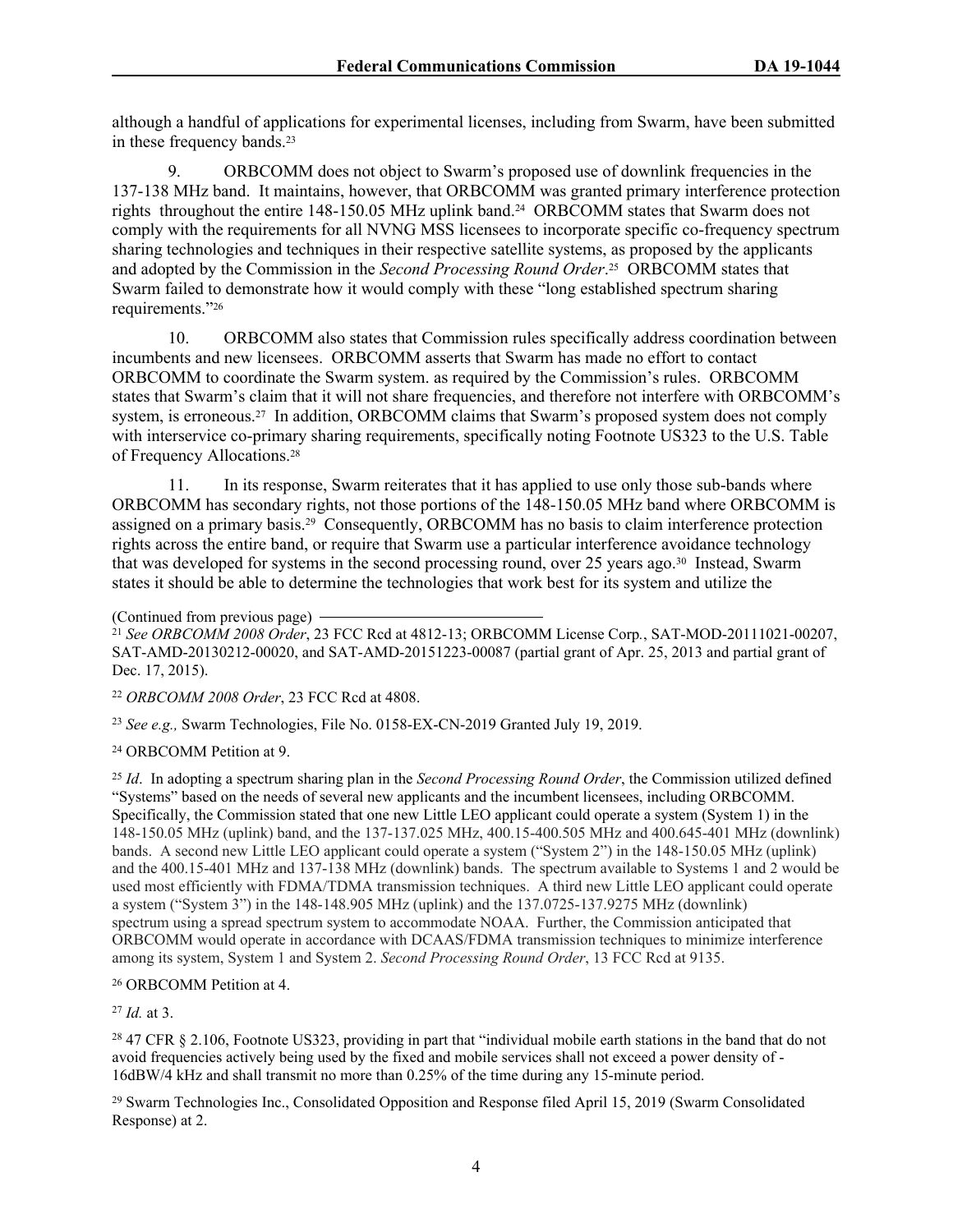although a handful of applications for experimental licenses, including from Swarm, have been submitted in these frequency bands.[23]

9. ORBCOMM does not object to Swarm's proposed use of downlink frequencies in the 137-138 MHz band. It maintains, however, that ORBCOMM was granted primary interference protection rights throughout the entire 148-150.05 MHz uplink band.[24] ORBCOMM states that Swarm does not comply with the requirements for all NVNG MSS licensees to incorporate specific co-frequency spectrum sharing technologies and techniques in their respective satellite systems, as proposed by the applicants and adopted by the Commission in the *Second Processing Round Order*.[25] ORBCOMM states that Swarm failed to demonstrate how it would comply with these "long established spectrum sharing requirements."[26]

10. ORBCOMM also states that Commission rules specifically address coordination between incumbents and new licensees. ORBCOMM asserts that Swarm has made no effort to contact ORBCOMM to coordinate the Swarm system. as required by the Commission's rules. ORBCOMM states that Swarm's claim that it will not share frequencies, and therefore not interfere with ORBCOMM's system, is erroneous.[27] In addition, ORBCOMM claims that Swarm's proposed system does not comply with interservice co-primary sharing requirements, specifically noting Footnote US323 to the U.S. Table of Frequency Allocations.[28]

11. In its response, Swarm reiterates that it has applied to use only those sub-bands where ORBCOMM has secondary rights, not those portions of the 148-150.05 MHz band where ORBCOMM is assigned on a primary basis.[29] Consequently, ORBCOMM has no basis to claim interference protection rights across the entire band, or require that Swarm use a particular interference avoidance technology that was developed for systems in the second processing round, over 25 years ago.[30] Instead, Swarm states it should be able to determine the technologies that work best for its system and utilize the

(Continued from previous page)

[21] *See ORBCOMM 2008 Order*, 23 FCC Rcd at 4812-13; ORBCOMM License Corp., SAT-MOD-20111021-00207, SAT-AMD-20130212-00020, and SAT-AMD-20151223-00087 (partial grant of Apr. 25, 2013 and partial grant of Dec. 17, 2015).

[22] *ORBCOMM 2008 Order*, 23 FCC Rcd at 4808.

[23] *See e.g.,* Swarm Technologies, File No. 0158-EX-CN-2019 Granted July 19, 2019.

[24] ORBCOMM Petition at 9.

[25] *Id*. In adopting a spectrum sharing plan in the *Second Processing Round Order*, the Commission utilized defined "Systems" based on the needs of several new applicants and the incumbent licensees, including ORBCOMM. Specifically, the Commission stated that one new Little LEO applicant could operate a system (System 1) in the 148-150.05 MHz (uplink) band, and the 137-137.025 MHz, 400.15-400.505 MHz and 400.645-401 MHz (downlink) bands. A second new Little LEO applicant could operate a system ("System 2") in the 148-150.05 MHz (uplink) and the 400.15-401 MHz and 137-138 MHz (downlink) bands. The spectrum available to Systems 1 and 2 would be used most efficiently with FDMA/TDMA transmission techniques. A third new Little LEO applicant could operate a system ("System 3") in the 148-148.905 MHz (uplink) and the 137.0725-137.9275 MHz (downlink) spectrum using a spread spectrum system to accommodate NOAA. Further, the Commission anticipated that ORBCOMM would operate in accordance with DCAAS/FDMA transmission techniques to minimize interference among its system, System 1 and System 2. *Second Processing Round Order*, 13 FCC Rcd at 9135.

[26] ORBCOMM Petition at 4.

[27] *Id.* at 3.

[28] 47 CFR § 2.106, Footnote US323, providing in part that "individual mobile earth stations in the band that do not avoid frequencies actively being used by the fixed and mobile services shall not exceed a power density of -16dBW/4 kHz and shall transmit no more than 0.25% of the time during any 15-minute period.

[29] Swarm Technologies Inc., Consolidated Opposition and Response filed April 15, 2019 (Swarm Consolidated Response) at 2.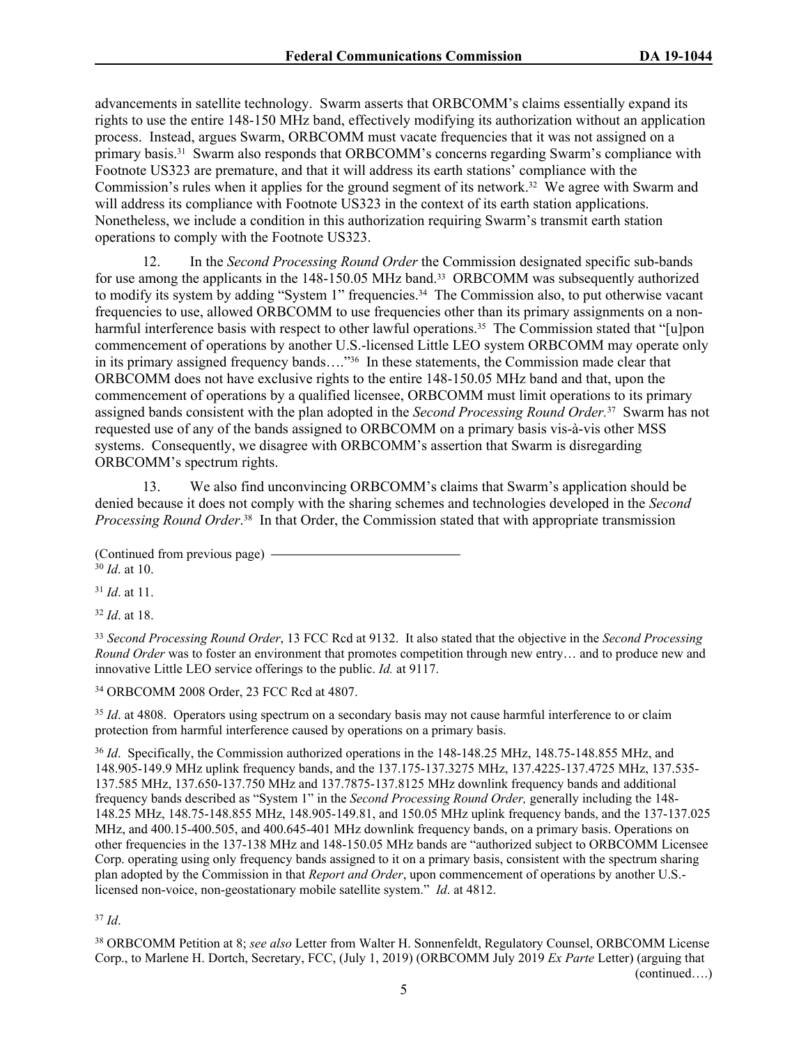advancements in satellite technology. Swarm asserts that ORBCOMM's claims essentially expand its rights to use the entire 148-150 MHz band, effectively modifying its authorization without an application process. Instead, argues Swarm, ORBCOMM must vacate frequencies that it was not assigned on a primary basis.[31] Swarm also responds that ORBCOMM's concerns regarding Swarm's compliance with Footnote US323 are premature, and that it will address its earth stations' compliance with the Commission's rules when it applies for the ground segment of its network.[32] We agree with Swarm and will address its compliance with Footnote US323 in the context of its earth station applications. Nonetheless, we include a condition in this authorization requiring Swarm's transmit earth station operations to comply with the Footnote US323.

12. In the *Second Processing Round Order* the Commission designated specific sub-bands for use among the applicants in the 148-150.05 MHz band.[33] ORBCOMM was subsequently authorized to modify its system by adding "System 1" frequencies.[34] The Commission also, to put otherwise vacant frequencies to use, allowed ORBCOMM to use frequencies other than its primary assignments on a non-harmful interference basis with respect to other lawful operations.[35] The Commission stated that "[u]pon commencement of operations by another U.S.-licensed Little LEO system ORBCOMM may operate only in its primary assigned frequency bands…."[36] In these statements, the Commission made clear that ORBCOMM does not have exclusive rights to the entire 148-150.05 MHz band and that, upon the commencement of operations by a qualified licensee, ORBCOMM must limit operations to its primary assigned bands consistent with the plan adopted in the *Second Processing Round Order.*[37] Swarm has not requested use of any of the bands assigned to ORBCOMM on a primary basis vis-à-vis other MSS systems. Consequently, we disagree with ORBCOMM's assertion that Swarm is disregarding ORBCOMM's spectrum rights.

13. We also find unconvincing ORBCOMM's claims that Swarm's application should be denied because it does not comply with the sharing schemes and technologies developed in the *Second Processing Round Order*.[38] In that Order, the Commission stated that with appropriate transmission

(Continued from previous page)

[30] *Id*. at 10.

[31] *Id*. at 11.

[32] *Id*. at 18.

[33] *Second Processing Round Order*, 13 FCC Rcd at 9132. It also stated that the objective in the *Second Processing Round Order* was to foster an environment that promotes competition through new entry… and to produce new and innovative Little LEO service offerings to the public. *Id.* at 9117.

[34] ORBCOMM 2008 Order, 23 FCC Rcd at 4807.

[35] *Id*. at 4808. Operators using spectrum on a secondary basis may not cause harmful interference to or claim protection from harmful interference caused by operations on a primary basis.

[36] *Id*. Specifically, the Commission authorized operations in the 148-148.25 MHz, 148.75-148.855 MHz, and 148.905-149.9 MHz uplink frequency bands, and the 137.175-137.3275 MHz, 137.4225-137.4725 MHz, 137.535-137.585 MHz, 137.650-137.750 MHz and 137.7875-137.8125 MHz downlink frequency bands and additional frequency bands described as "System 1" in the *Second Processing Round Order,* generally including the 148-148.25 MHz, 148.75-148.855 MHz, 148.905-149.81, and 150.05 MHz uplink frequency bands, and the 137-137.025 MHz, and 400.15-400.505, and 400.645-401 MHz downlink frequency bands, on a primary basis. Operations on other frequencies in the 137-138 MHz and 148-150.05 MHz bands are "authorized subject to ORBCOMM Licensee Corp. operating using only frequency bands assigned to it on a primary basis, consistent with the spectrum sharing plan adopted by the Commission in that *Report and Order*, upon commencement of operations by another U.S.-licensed non-voice, non-geostationary mobile satellite system." *Id*. at 4812.

[37] *Id*.

[38] ORBCOMM Petition at 8; *see also* Letter from Walter H. Sonnenfeldt, Regulatory Counsel, ORBCOMM License Corp., to Marlene H. Dortch, Secretary, FCC, (July 1, 2019) (ORBCOMM July 2019 *Ex Parte* Letter) (arguing that (continued….)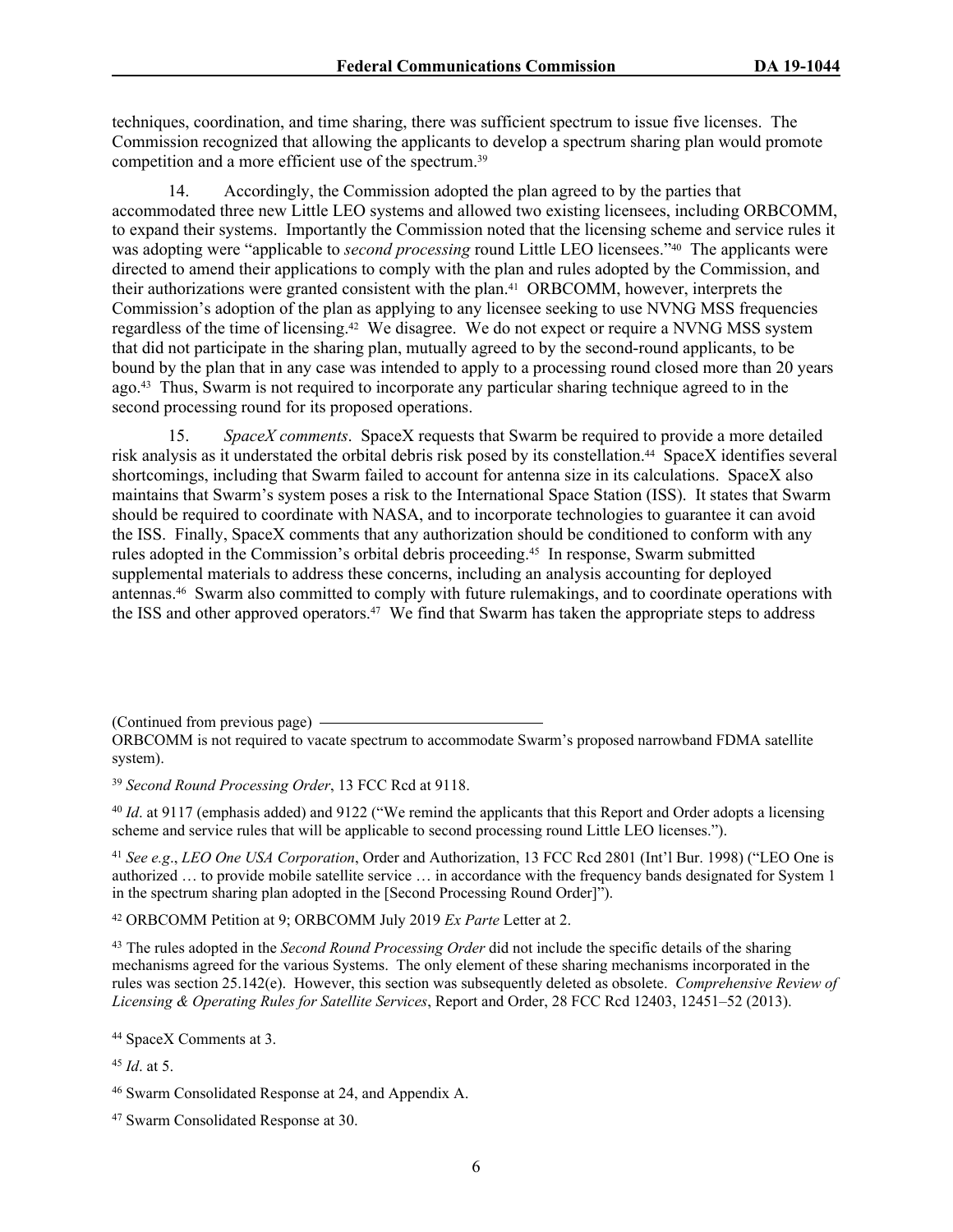techniques, coordination, and time sharing, there was sufficient spectrum to issue five licenses. The Commission recognized that allowing the applicants to develop a spectrum sharing plan would promote competition and a more efficient use of the spectrum.[39]

14. Accordingly, the Commission adopted the plan agreed to by the parties that accommodated three new Little LEO systems and allowed two existing licensees, including ORBCOMM, to expand their systems. Importantly the Commission noted that the licensing scheme and service rules it was adopting were "applicable to *second processing* round Little LEO licensees."[40] The applicants were directed to amend their applications to comply with the plan and rules adopted by the Commission, and their authorizations were granted consistent with the plan.[41] ORBCOMM, however, interprets the Commission's adoption of the plan as applying to any licensee seeking to use NVNG MSS frequencies regardless of the time of licensing.[42] We disagree. We do not expect or require a NVNG MSS system that did not participate in the sharing plan, mutually agreed to by the second-round applicants, to be bound by the plan that in any case was intended to apply to a processing round closed more than 20 years ago.[43] Thus, Swarm is not required to incorporate any particular sharing technique agreed to in the second processing round for its proposed operations.

15. *SpaceX comments*. SpaceX requests that Swarm be required to provide a more detailed risk analysis as it understated the orbital debris risk posed by its constellation.[44] SpaceX identifies several shortcomings, including that Swarm failed to account for antenna size in its calculations. SpaceX also maintains that Swarm's system poses a risk to the International Space Station (ISS). It states that Swarm should be required to coordinate with NASA, and to incorporate technologies to guarantee it can avoid the ISS. Finally, SpaceX comments that any authorization should be conditioned to conform with any rules adopted in the Commission's orbital debris proceeding.[45] In response, Swarm submitted supplemental materials to address these concerns, including an analysis accounting for deployed antennas.[46] Swarm also committed to comply with future rulemakings, and to coordinate operations with the ISS and other approved operators.[47] We find that Swarm has taken the appropriate steps to address

(Continued from previous page)
ORBCOMM is not required to vacate spectrum to accommodate Swarm's proposed narrowband FDMA satellite system).

[39] *Second Round Processing Order*, 13 FCC Rcd at 9118.

[40] *Id*. at 9117 (emphasis added) and 9122 ("We remind the applicants that this Report and Order adopts a licensing scheme and service rules that will be applicable to second processing round Little LEO licenses.").

[41] *See e.g*., *LEO One USA Corporation*, Order and Authorization, 13 FCC Rcd 2801 (Int'l Bur. 1998) ("LEO One is authorized … to provide mobile satellite service … in accordance with the frequency bands designated for System 1 in the spectrum sharing plan adopted in the [Second Processing Round Order]").

[42] ORBCOMM Petition at 9; ORBCOMM July 2019 *Ex Parte* Letter at 2.

[43] The rules adopted in the *Second Round Processing Order* did not include the specific details of the sharing mechanisms agreed for the various Systems. The only element of these sharing mechanisms incorporated in the rules was section 25.142(e). However, this section was subsequently deleted as obsolete. *Comprehensive Review of Licensing & Operating Rules for Satellite Services*, Report and Order, 28 FCC Rcd 12403, 12451–52 (2013).

[44] SpaceX Comments at 3.

[45] *Id*. at 5.

[46] Swarm Consolidated Response at 24, and Appendix A.

[47] Swarm Consolidated Response at 30.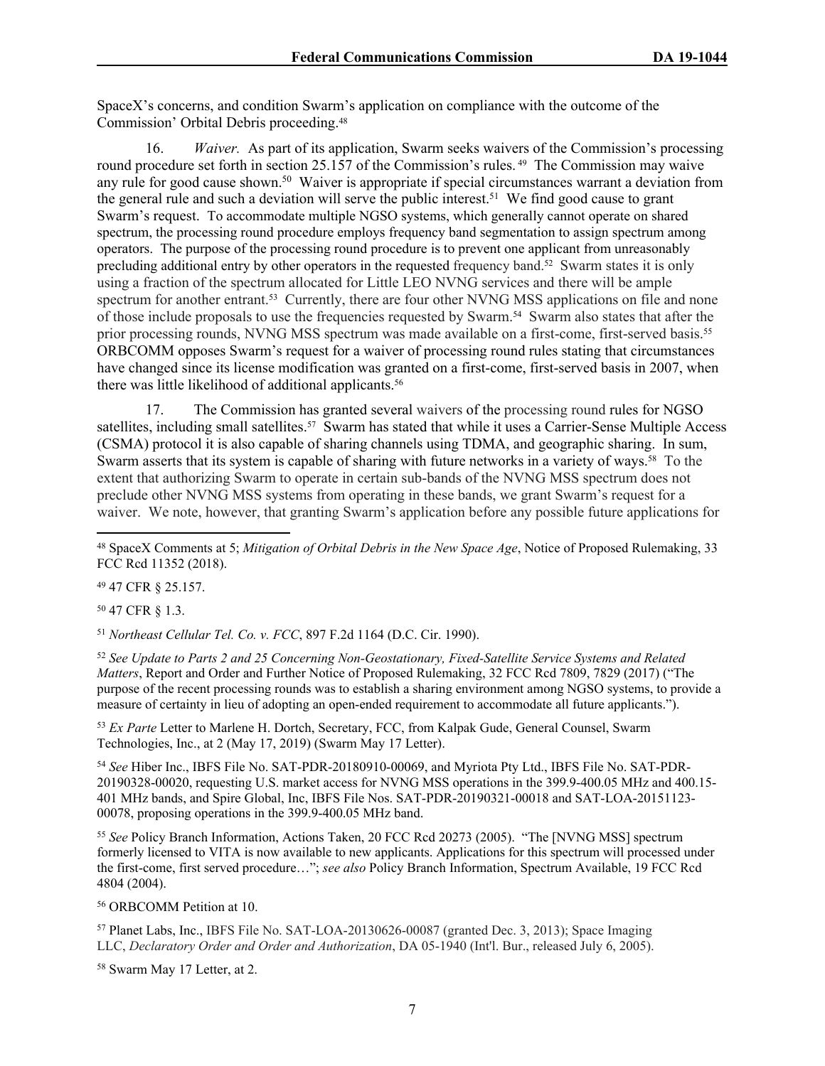SpaceX's concerns, and condition Swarm's application on compliance with the outcome of the Commission' Orbital Debris proceeding.[48]

16. *Waiver.* As part of its application, Swarm seeks waivers of the Commission's processing round procedure set forth in section 25.157 of the Commission's rules.[49] The Commission may waive any rule for good cause shown.[50] Waiver is appropriate if special circumstances warrant a deviation from the general rule and such a deviation will serve the public interest.[51] We find good cause to grant Swarm's request. To accommodate multiple NGSO systems, which generally cannot operate on shared spectrum, the processing round procedure employs frequency band segmentation to assign spectrum among operators. The purpose of the processing round procedure is to prevent one applicant from unreasonably precluding additional entry by other operators in the requested frequency band.[52] Swarm states it is only using a fraction of the spectrum allocated for Little LEO NVNG services and there will be ample spectrum for another entrant.[53] Currently, there are four other NVNG MSS applications on file and none of those include proposals to use the frequencies requested by Swarm.[54] Swarm also states that after the prior processing rounds, NVNG MSS spectrum was made available on a first-come, first-served basis.[55] ORBCOMM opposes Swarm's request for a waiver of processing round rules stating that circumstances have changed since its license modification was granted on a first-come, first-served basis in 2007, when there was little likelihood of additional applicants.[56]

17. The Commission has granted several waivers of the processing round rules for NGSO satellites, including small satellites.[57] Swarm has stated that while it uses a Carrier-Sense Multiple Access (CSMA) protocol it is also capable of sharing channels using TDMA, and geographic sharing. In sum, Swarm asserts that its system is capable of sharing with future networks in a variety of ways.[58] To the extent that authorizing Swarm to operate in certain sub-bands of the NVNG MSS spectrum does not preclude other NVNG MSS systems from operating in these bands, we grant Swarm's request for a waiver. We note, however, that granting Swarm's application before any possible future applications for

---

[48] SpaceX Comments at 5; *Mitigation of Orbital Debris in the New Space Age*, Notice of Proposed Rulemaking, 33 FCC Rcd 11352 (2018).

[49] 47 CFR § 25.157.

[50] 47 CFR § 1.3.

[51] *Northeast Cellular Tel. Co. v. FCC*, 897 F.2d 1164 (D.C. Cir. 1990).

[52] *See Update to Parts 2 and 25 Concerning Non-Geostationary, Fixed-Satellite Service Systems and Related Matters*, Report and Order and Further Notice of Proposed Rulemaking, 32 FCC Rcd 7809, 7829 (2017) ("The purpose of the recent processing rounds was to establish a sharing environment among NGSO systems, to provide a measure of certainty in lieu of adopting an open-ended requirement to accommodate all future applicants.").

[53] *Ex Parte* Letter to Marlene H. Dortch, Secretary, FCC, from Kalpak Gude, General Counsel, Swarm Technologies, Inc., at 2 (May 17, 2019) (Swarm May 17 Letter).

[54] *See* Hiber Inc., IBFS File No. SAT-PDR-20180910-00069, and Myriota Pty Ltd., IBFS File No. SAT-PDR-20190328-00020, requesting U.S. market access for NVNG MSS operations in the 399.9-400.05 MHz and 400.15-401 MHz bands, and Spire Global, Inc, IBFS File Nos. SAT-PDR-20190321-00018 and SAT-LOA-20151123-00078, proposing operations in the 399.9-400.05 MHz band.

[55] *See* Policy Branch Information, Actions Taken, 20 FCC Rcd 20273 (2005). "The [NVNG MSS] spectrum formerly licensed to VITA is now available to new applicants. Applications for this spectrum will processed under the first-come, first served procedure…"; *see also* Policy Branch Information, Spectrum Available, 19 FCC Rcd 4804 (2004).

[56] ORBCOMM Petition at 10.

[57] Planet Labs, Inc., IBFS File No. SAT-LOA-20130626-00087 (granted Dec. 3, 2013); Space Imaging LLC, *Declaratory Order and Order and Authorization*, DA 05-1940 (Int'l. Bur., released July 6, 2005).

[58] Swarm May 17 Letter, at 2.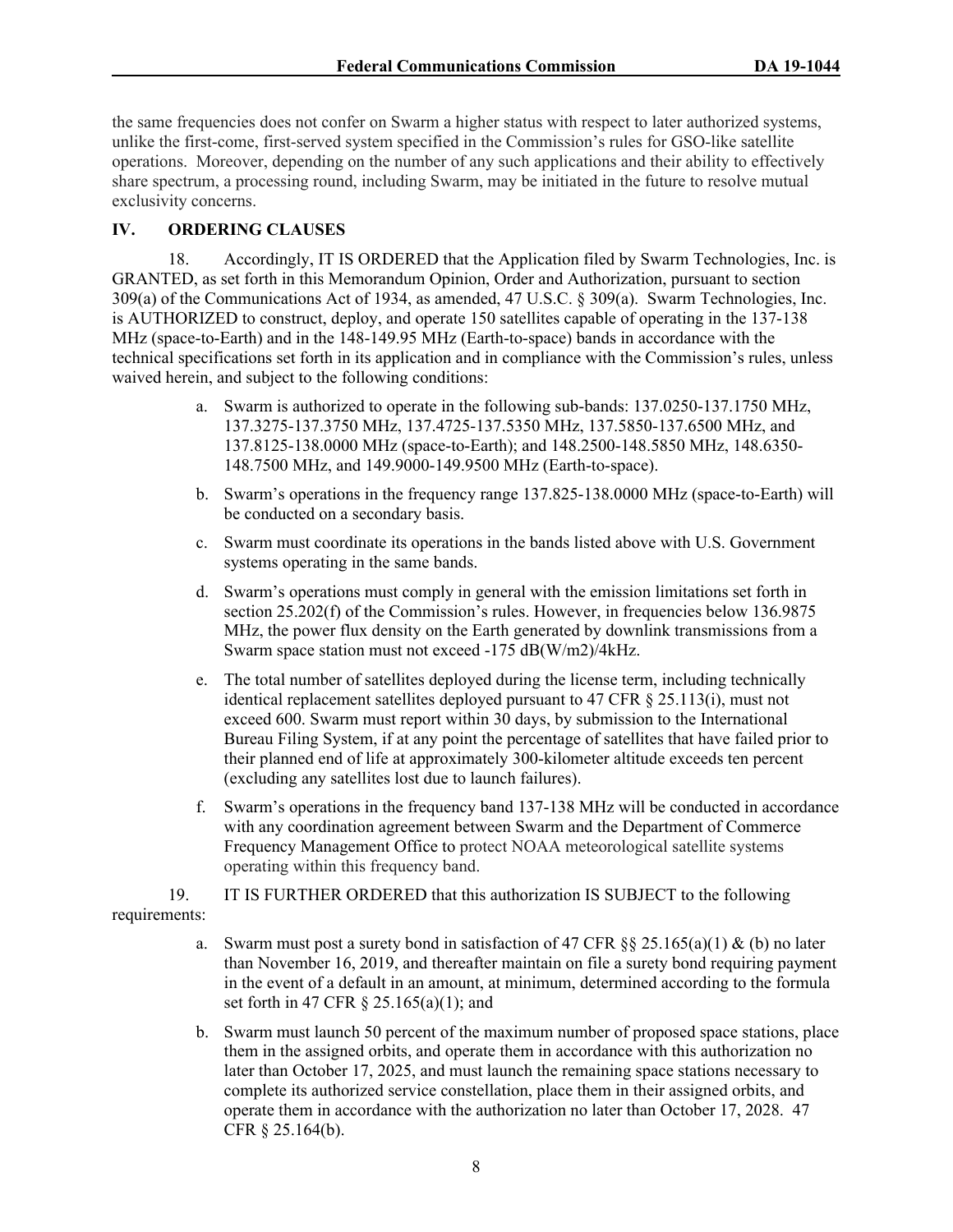the same frequencies does not confer on Swarm a higher status with respect to later authorized systems, unlike the first-come, first-served system specified in the Commission's rules for GSO-like satellite operations. Moreover, depending on the number of any such applications and their ability to effectively share spectrum, a processing round, including Swarm, may be initiated in the future to resolve mutual exclusivity concerns.

## IV. ORDERING CLAUSES

18. Accordingly, IT IS ORDERED that the Application filed by Swarm Technologies, Inc. is GRANTED, as set forth in this Memorandum Opinion, Order and Authorization, pursuant to section 309(a) of the Communications Act of 1934, as amended, 47 U.S.C. § 309(a). Swarm Technologies, Inc. is AUTHORIZED to construct, deploy, and operate 150 satellites capable of operating in the 137-138 MHz (space-to-Earth) and in the 148-149.95 MHz (Earth-to-space) bands in accordance with the technical specifications set forth in its application and in compliance with the Commission's rules, unless waived herein, and subject to the following conditions:

a. Swarm is authorized to operate in the following sub-bands: 137.0250-137.1750 MHz, 137.3275-137.3750 MHz, 137.4725-137.5350 MHz, 137.5850-137.6500 MHz, and 137.8125-138.0000 MHz (space-to-Earth); and 148.2500-148.5850 MHz, 148.6350-148.7500 MHz, and 149.9000-149.9500 MHz (Earth-to-space).

b. Swarm's operations in the frequency range 137.825-138.0000 MHz (space-to-Earth) will be conducted on a secondary basis.

c. Swarm must coordinate its operations in the bands listed above with U.S. Government systems operating in the same bands.

d. Swarm's operations must comply in general with the emission limitations set forth in section 25.202(f) of the Commission's rules. However, in frequencies below 136.9875 MHz, the power flux density on the Earth generated by downlink transmissions from a Swarm space station must not exceed -175 dB(W/m2)/4kHz.

e. The total number of satellites deployed during the license term, including technically identical replacement satellites deployed pursuant to 47 CFR § 25.113(i), must not exceed 600. Swarm must report within 30 days, by submission to the International Bureau Filing System, if at any point the percentage of satellites that have failed prior to their planned end of life at approximately 300-kilometer altitude exceeds ten percent (excluding any satellites lost due to launch failures).

f. Swarm's operations in the frequency band 137-138 MHz will be conducted in accordance with any coordination agreement between Swarm and the Department of Commerce Frequency Management Office to protect NOAA meteorological satellite systems operating within this frequency band.

19. IT IS FURTHER ORDERED that this authorization IS SUBJECT to the following requirements:

a. Swarm must post a surety bond in satisfaction of 47 CFR §§ 25.165(a)(1) & (b) no later than November 16, 2019, and thereafter maintain on file a surety bond requiring payment in the event of a default in an amount, at minimum, determined according to the formula set forth in 47 CFR § 25.165(a)(1); and

b. Swarm must launch 50 percent of the maximum number of proposed space stations, place them in the assigned orbits, and operate them in accordance with this authorization no later than October 17, 2025, and must launch the remaining space stations necessary to complete its authorized service constellation, place them in their assigned orbits, and operate them in accordance with the authorization no later than October 17, 2028. 47 CFR § 25.164(b).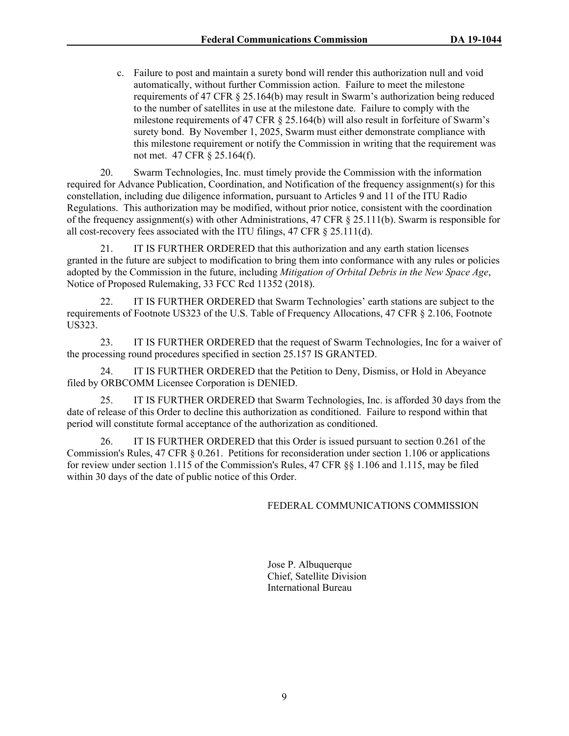c. Failure to post and maintain a surety bond will render this authorization null and void automatically, without further Commission action. Failure to meet the milestone requirements of 47 CFR § 25.164(b) may result in Swarm's authorization being reduced to the number of satellites in use at the milestone date. Failure to comply with the milestone requirements of 47 CFR § 25.164(b) will also result in forfeiture of Swarm's surety bond. By November 1, 2025, Swarm must either demonstrate compliance with this milestone requirement or notify the Commission in writing that the requirement was not met. 47 CFR § 25.164(f).

20. Swarm Technologies, Inc. must timely provide the Commission with the information required for Advance Publication, Coordination, and Notification of the frequency assignment(s) for this constellation, including due diligence information, pursuant to Articles 9 and 11 of the ITU Radio Regulations. This authorization may be modified, without prior notice, consistent with the coordination of the frequency assignment(s) with other Administrations, 47 CFR § 25.111(b). Swarm is responsible for all cost-recovery fees associated with the ITU filings, 47 CFR § 25.111(d).

21. IT IS FURTHER ORDERED that this authorization and any earth station licenses granted in the future are subject to modification to bring them into conformance with any rules or policies adopted by the Commission in the future, including *Mitigation of Orbital Debris in the New Space Age*, Notice of Proposed Rulemaking, 33 FCC Rcd 11352 (2018).

22. IT IS FURTHER ORDERED that Swarm Technologies' earth stations are subject to the requirements of Footnote US323 of the U.S. Table of Frequency Allocations, 47 CFR § 2.106, Footnote US323.

23. IT IS FURTHER ORDERED that the request of Swarm Technologies, Inc for a waiver of the processing round procedures specified in section 25.157 IS GRANTED.

24. IT IS FURTHER ORDERED that the Petition to Deny, Dismiss, or Hold in Abeyance filed by ORBCOMM Licensee Corporation is DENIED.

25. IT IS FURTHER ORDERED that Swarm Technologies, Inc. is afforded 30 days from the date of release of this Order to decline this authorization as conditioned. Failure to respond within that period will constitute formal acceptance of the authorization as conditioned.

26. IT IS FURTHER ORDERED that this Order is issued pursuant to section 0.261 of the Commission's Rules, 47 CFR § 0.261. Petitions for reconsideration under section 1.106 or applications for review under section 1.115 of the Commission's Rules, 47 CFR §§ 1.106 and 1.115, may be filed within 30 days of the date of public notice of this Order.

FEDERAL COMMUNICATIONS COMMISSION

Jose P. Albuquerque
Chief, Satellite Division
International Bureau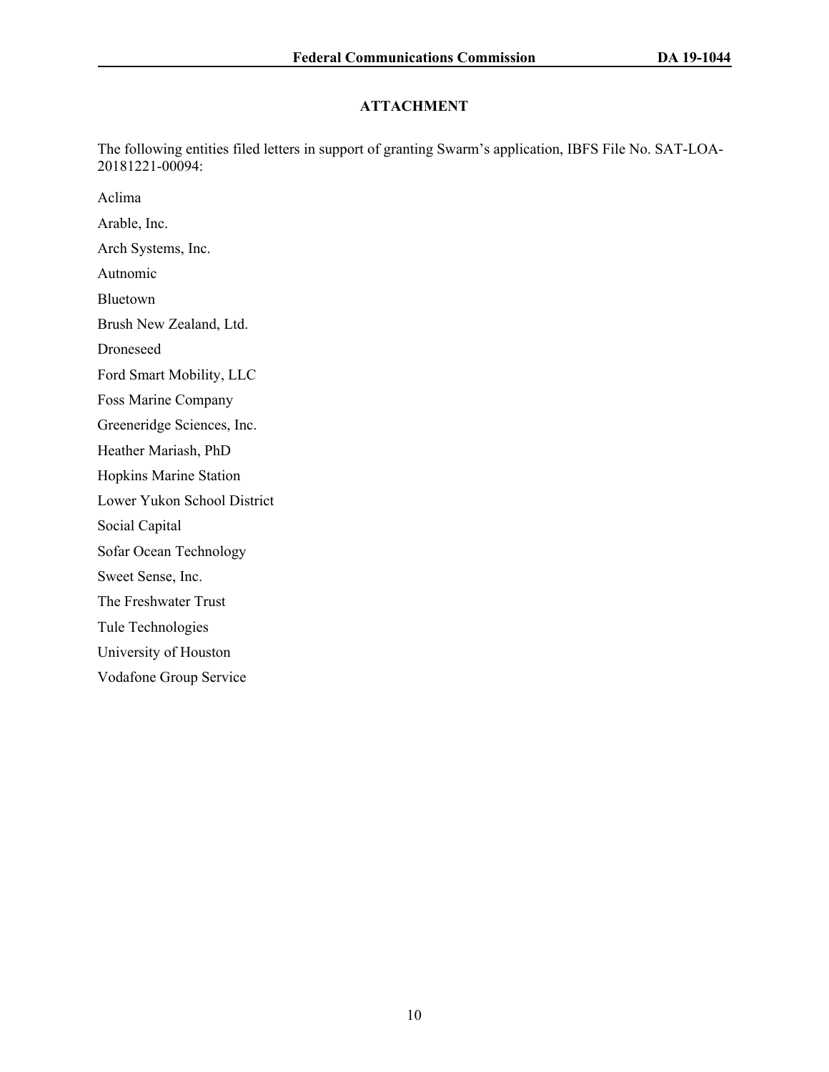## ATTACHMENT

The following entities filed letters in support of granting Swarm's application, IBFS File No. SAT-LOA-20181221-00094:

Aclima

Arable, Inc.

Arch Systems, Inc.

Autnomic

Bluetown

Brush New Zealand, Ltd.

Droneseed

Ford Smart Mobility, LLC

Foss Marine Company

Greeneridge Sciences, Inc.

Heather Mariash, PhD

Hopkins Marine Station

Lower Yukon School District

Social Capital

Sofar Ocean Technology

Sweet Sense, Inc.

The Freshwater Trust

Tule Technologies

University of Houston

Vodafone Group Service